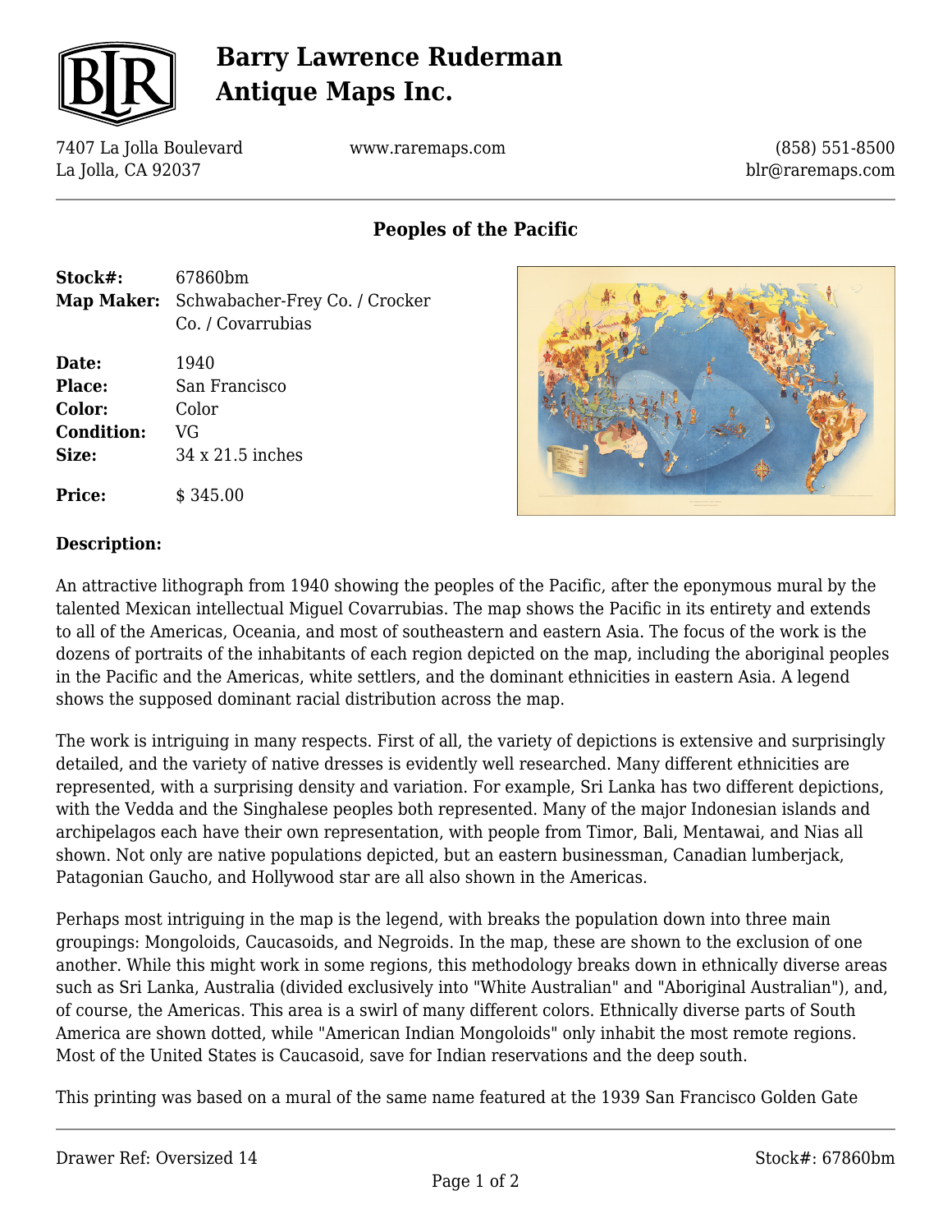# Barry Lawrence Ruderman Antique Maps Inc.

7407 La Jolla Boulevard
La Jolla, CA 92037

www.raremaps.com

(858) 551-8500
blr@raremaps.com

## Peoples of the Pacific

| | |
|---|---|
| **Stock#:** | 67860bm |
| **Map Maker:** | Schwabacher-Frey Co. / Crocker Co. / Covarrubias |
| **Date:** | 1940 |
| **Place:** | San Francisco |
| **Color:** | Color |
| **Condition:** | VG |
| **Size:** | 34 x 21.5 inches |
| **Price:** | $ 345.00 |

### Description:

An attractive lithograph from 1940 showing the peoples of the Pacific, after the eponymous mural by the talented Mexican intellectual Miguel Covarrubias. The map shows the Pacific in its entirety and extends to all of the Americas, Oceania, and most of southeastern and eastern Asia. The focus of the work is the dozens of portraits of the inhabitants of each region depicted on the map, including the aboriginal peoples in the Pacific and the Americas, white settlers, and the dominant ethnicities in eastern Asia. A legend shows the supposed dominant racial distribution across the map.

The work is intriguing in many respects. First of all, the variety of depictions is extensive and surprisingly detailed, and the variety of native dresses is evidently well researched. Many different ethnicities are represented, with a surprising density and variation. For example, Sri Lanka has two different depictions, with the Vedda and the Singhalese peoples both represented. Many of the major Indonesian islands and archipelagos each have their own representation, with people from Timor, Bali, Mentawai, and Nias all shown. Not only are native populations depicted, but an eastern businessman, Canadian lumberjack, Patagonian Gaucho, and Hollywood star are all also shown in the Americas.

Perhaps most intriguing in the map is the legend, with breaks the population down into three main groupings: Mongoloids, Caucasoids, and Negroids. In the map, these are shown to the exclusion of one another. While this might work in some regions, this methodology breaks down in ethnically diverse areas such as Sri Lanka, Australia (divided exclusively into "White Australian" and "Aboriginal Australian"), and, of course, the Americas. This area is a swirl of many different colors. Ethnically diverse parts of South America are shown dotted, while "American Indian Mongoloids" only inhabit the most remote regions. Most of the United States is Caucasoid, save for Indian reservations and the deep south.

This printing was based on a mural of the same name featured at the 1939 San Francisco Golden Gate

Drawer Ref: Oversized 14

Stock#: 67860bm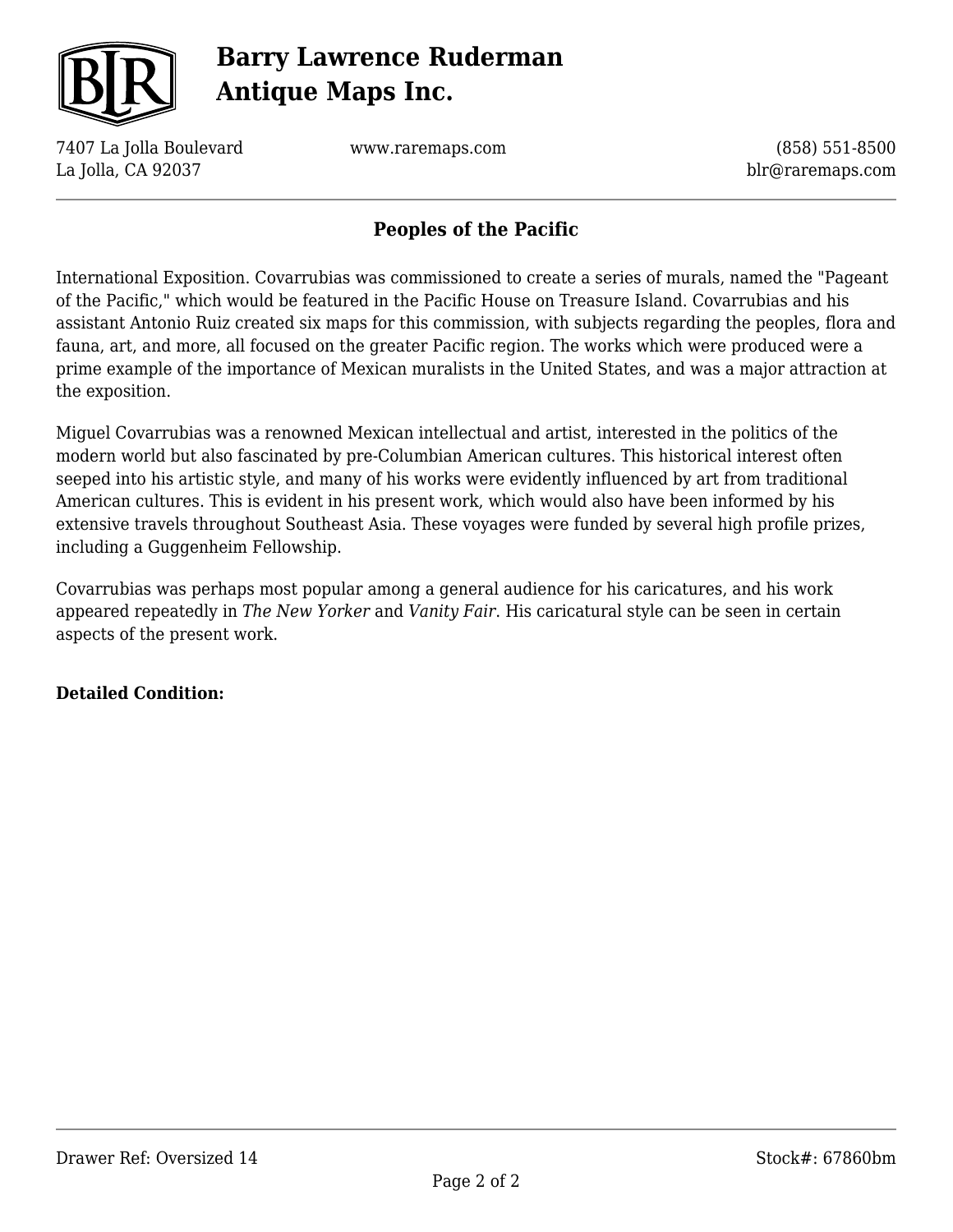International Exposition. Covarrubias was commissioned to create a series of murals, named the "Pageant of the Pacific," which would be featured in the Pacific House on Treasure Island. Covarrubias and his assistant Antonio Ruiz created six maps for this commission, with subjects regarding the peoples, flora and fauna, art, and more, all focused on the greater Pacific region. The works which were produced were a prime example of the importance of Mexican muralists in the United States, and was a major attraction at the exposition.

Miguel Covarrubias was a renowned Mexican intellectual and artist, interested in the politics of the modern world but also fascinated by pre-Columbian American cultures. This historical interest often seeped into his artistic style, and many of his works were evidently influenced by art from traditional American cultures. This is evident in his present work, which would also have been informed by his extensive travels throughout Southeast Asia. These voyages were funded by several high profile prizes, including a Guggenheim Fellowship.

Covarrubias was perhaps most popular among a general audience for his caricatures, and his work appeared repeatedly in *The New Yorker* and *Vanity Fair*. His caricatural style can be seen in certain aspects of the present work.

**Detailed Condition:**

Drawer Ref: Oversized 14

Stock#: 67860bm